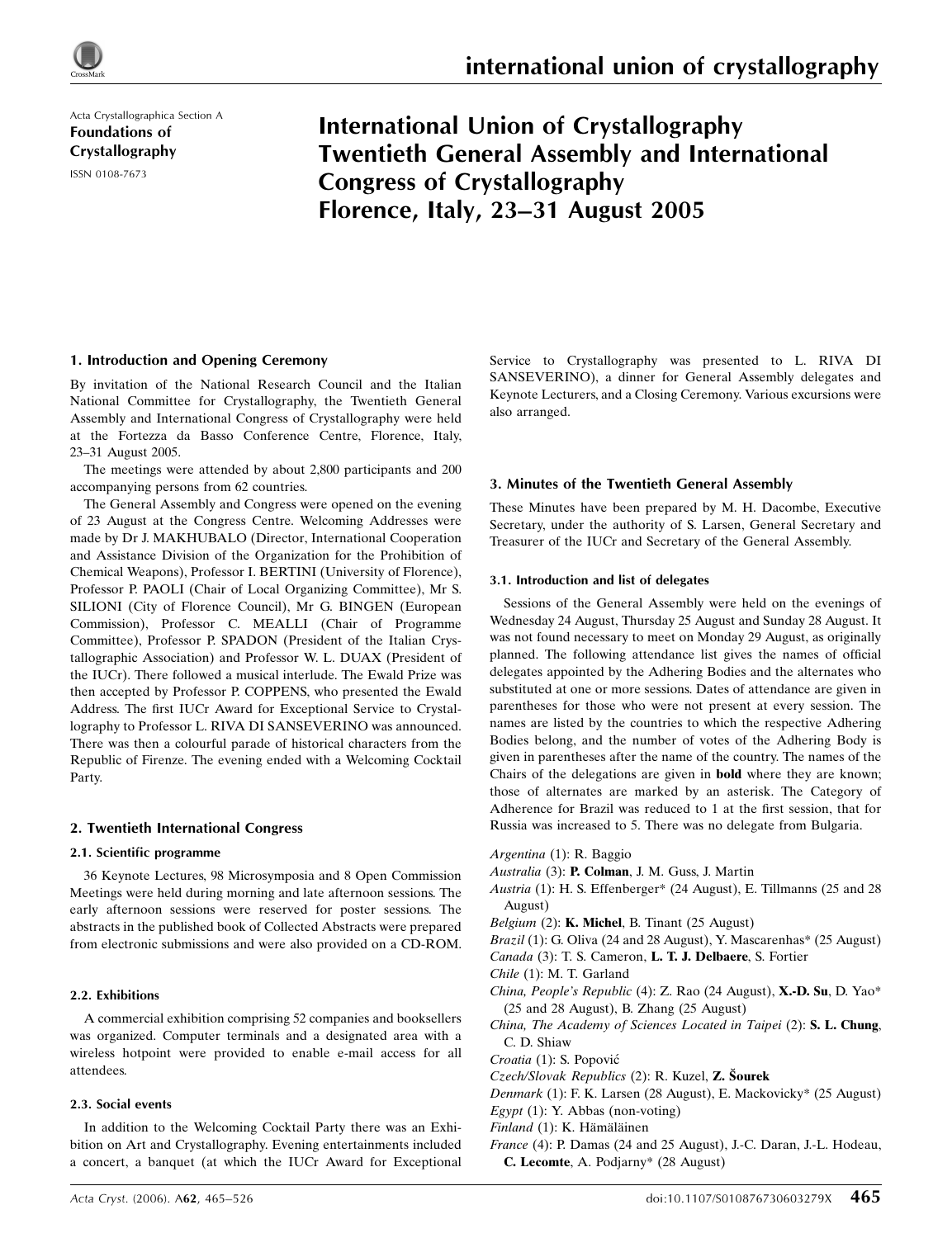Acta Crystallographica Section A
**Foundations of Crystallography**
ISSN 0108-7673

# International Union of Crystallography Twentieth General Assembly and International Congress of Crystallography Florence, Italy, 23–31 August 2005

## 1. Introduction and Opening Ceremony

By invitation of the National Research Council and the Italian National Committee for Crystallography, the Twentieth General Assembly and International Congress of Crystallography were held at the Fortezza da Basso Conference Centre, Florence, Italy, 23–31 August 2005.

The meetings were attended by about 2,800 participants and 200 accompanying persons from 62 countries.

The General Assembly and Congress were opened on the evening of 23 August at the Congress Centre. Welcoming Addresses were made by Dr J. MAKHUBALO (Director, International Cooperation and Assistance Division of the Organization for the Prohibition of Chemical Weapons), Professor I. BERTINI (University of Florence), Professor P. PAOLI (Chair of Local Organizing Committee), Mr S. SILIONI (City of Florence Council), Mr G. BINGEN (European Commission), Professor C. MEALLI (Chair of Programme Committee), Professor P. SPADON (President of the Italian Crystallographic Association) and Professor W. L. DUAX (President of the IUCr). There followed a musical interlude. The Ewald Prize was then accepted by Professor P. COPPENS, who presented the Ewald Address. The first IUCr Award for Exceptional Service to Crystallography to Professor L. RIVA DI SANSEVERINO was announced. There was then a colourful parade of historical characters from the Republic of Firenze. The evening ended with a Welcoming Cocktail Party.

## 2. Twentieth International Congress

### 2.1. Scientific programme

36 Keynote Lectures, 98 Microsymposia and 8 Open Commission Meetings were held during morning and late afternoon sessions. The early afternoon sessions were reserved for poster sessions. The abstracts in the published book of Collected Abstracts were prepared from electronic submissions and were also provided on a CD-ROM.

### 2.2. Exhibitions

A commercial exhibition comprising 52 companies and booksellers was organized. Computer terminals and a designated area with a wireless hotpoint were provided to enable e-mail access for all attendees.

### 2.3. Social events

In addition to the Welcoming Cocktail Party there was an Exhibition on Art and Crystallography. Evening entertainments included a concert, a banquet (at which the IUCr Award for Exceptional Service to Crystallography was presented to L. RIVA DI SANSEVERINO), a dinner for General Assembly delegates and Keynote Lecturers, and a Closing Ceremony. Various excursions were also arranged.

## 3. Minutes of the Twentieth General Assembly

These Minutes have been prepared by M. H. Dacombe, Executive Secretary, under the authority of S. Larsen, General Secretary and Treasurer of the IUCr and Secretary of the General Assembly.

### 3.1. Introduction and list of delegates

Sessions of the General Assembly were held on the evenings of Wednesday 24 August, Thursday 25 August and Sunday 28 August. It was not found necessary to meet on Monday 29 August, as originally planned. The following attendance list gives the names of official delegates appointed by the Adhering Bodies and the alternates who substituted at one or more sessions. Dates of attendance are given in parentheses for those who were not present at every session. The names are listed by the countries to which the respective Adhering Bodies belong, and the number of votes of the Adhering Body is given in parentheses after the name of the country. The names of the Chairs of the delegations are given in **bold** where they are known; those of alternates are marked by an asterisk. The Category of Adherence for Brazil was reduced to 1 at the first session, that for Russia was increased to 5. There was no delegate from Bulgaria.

*Argentina* (1): R. Baggio
*Australia* (3): **P. Colman**, J. M. Guss, J. Martin
*Austria* (1): H. S. Effenberger* (24 August), E. Tillmanns (25 and 28 August)
*Belgium* (2): **K. Michel**, B. Tinant (25 August)
*Brazil* (1): G. Oliva (24 and 28 August), Y. Mascarenhas* (25 August)
*Canada* (3): T. S. Cameron, **L. T. J. Delbaere**, S. Fortier
*Chile* (1): M. T. Garland
*China, People's Republic* (4): Z. Rao (24 August), **X.-D. Su**, D. Yao* (25 and 28 August), B. Zhang (25 August)
*China, The Academy of Sciences Located in Taipei* (2): **S. L. Chung**, C. D. Shiaw
*Croatia* (1): S. Popović
*Czech/Slovak Republics* (2): R. Kuzel, **Z. Šourek**
*Denmark* (1): F. K. Larsen (28 August), E. Mackovicky* (25 August)
*Egypt* (1): Y. Abbas (non-voting)
*Finland* (1): K. Hämäläinen
*France* (4): P. Damas (24 and 25 August), J.-C. Daran, J.-L. Hodeau, **C. Lecomte**, A. Podjarny* (28 August)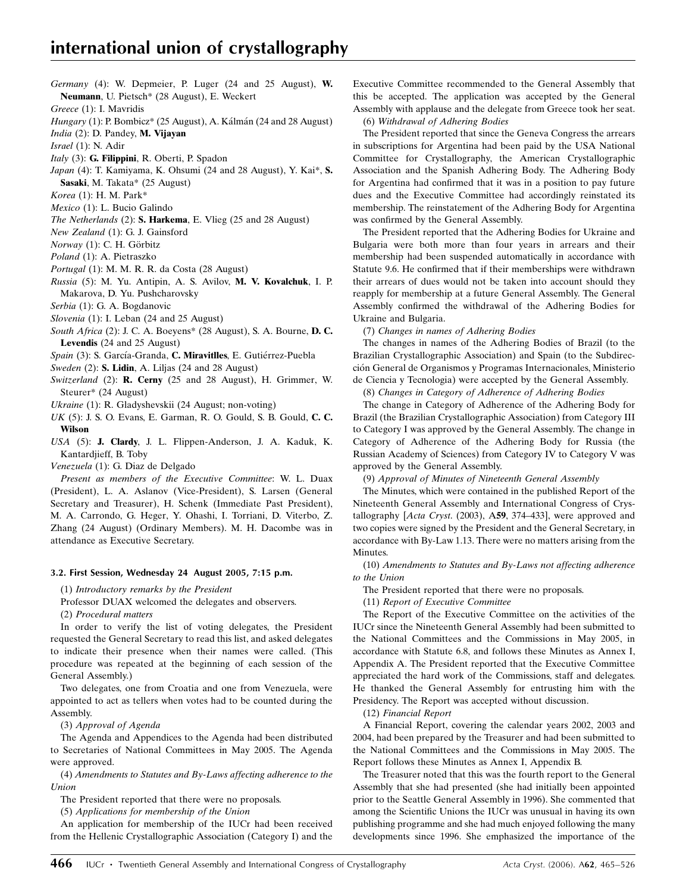*Germany* (4): W. Depmeier, P. Luger (24 and 25 August), **W. Neumann**, U. Pietsch* (28 August), E. Weckert

*Greece* (1): I. Mavridis

*Hungary* (1): P. Bombicz* (25 August), A. Kálmán (24 and 28 August)

*India* (2): D. Pandey, **M. Vijayan**

*Israel* (1): N. Adir

*Italy* (3): **G. Filippini**, R. Oberti, P. Spadon

*Japan* (4): T. Kamiyama, K. Ohsumi (24 and 28 August), Y. Kai*, **S. Sasaki**, M. Takata* (25 August)

*Korea* (1): H. M. Park*

*Mexico* (1): L. Bucio Galindo

*The Netherlands* (2): **S. Harkema**, E. Vlieg (25 and 28 August)

*New Zealand* (1): G. J. Gainsford

*Norway* (1): C. H. Görbitz

*Poland* (1): A. Pietraszko

*Portugal* (1): M. M. R. R. da Costa (28 August)

*Russia* (5): M. Yu. Antipin, A. S. Avilov, **M. V. Kovalchuk**, I. P. Makarova, D. Yu. Pushcharovsky

*Serbia* (1): G. A. Bogdanovic

*Slovenia* (1): I. Leban (24 and 25 August)

*South Africa* (2): J. C. A. Boeyens* (28 August), S. A. Bourne, **D. C. Levendis** (24 and 25 August)

*Spain* (3): S. García-Granda, **C. Miravitlles**, E. Gutiérrez-Puebla

*Sweden* (2): **S. Lidin**, A. Liljas (24 and 28 August)

*Switzerland* (2): **R. Cerny** (25 and 28 August), H. Grimmer, W. Steurer* (24 August)

*Ukraine* (1): R. Gladyshevskii (24 August; non-voting)

*UK* (5): J. S. O. Evans, E. Garman, R. O. Gould, S. B. Gould, **C. C. Wilson**

*USA* (5): **J. Clardy**, J. L. Flippen-Anderson, J. A. Kaduk, K. Kantardjieff, B. Toby

*Venezuela* (1): G. Diaz de Delgado

*Present as members of the Executive Committee*: W. L. Duax (President), L. A. Aslanov (Vice-President), S. Larsen (General Secretary and Treasurer), H. Schenk (Immediate Past President), M. A. Carrondo, G. Heger, Y. Ohashi, I. Torriani, D. Viterbo, Z. Zhang (24 August) (Ordinary Members). M. H. Dacombe was in attendance as Executive Secretary.

### 3.2. First Session, Wednesday 24 August 2005, 7:15 p.m.

(1) *Introductory remarks by the President*

Professor DUAX welcomed the delegates and observers.

(2) *Procedural matters*

In order to verify the list of voting delegates, the President requested the General Secretary to read this list, and asked delegates to indicate their presence when their names were called. (This procedure was repeated at the beginning of each session of the General Assembly.)

Two delegates, one from Croatia and one from Venezuela, were appointed to act as tellers when votes had to be counted during the Assembly.

(3) *Approval of Agenda*

The Agenda and Appendices to the Agenda had been distributed to Secretaries of National Committees in May 2005. The Agenda were approved.

(4) *Amendments to Statutes and By-Laws affecting adherence to the Union*

The President reported that there were no proposals.

(5) *Applications for membership of the Union*

An application for membership of the IUCr had been received from the Hellenic Crystallographic Association (Category I) and the Executive Committee recommended to the General Assembly that this be accepted. The application was accepted by the General Assembly with applause and the delegate from Greece took her seat.

(6) *Withdrawal of Adhering Bodies*

The President reported that since the Geneva Congress the arrears in subscriptions for Argentina had been paid by the USA National Committee for Crystallography, the American Crystallographic Association and the Spanish Adhering Body. The Adhering Body for Argentina had confirmed that it was in a position to pay future dues and the Executive Committee had accordingly reinstated its membership. The reinstatement of the Adhering Body for Argentina was confirmed by the General Assembly.

The President reported that the Adhering Bodies for Ukraine and Bulgaria were both more than four years in arrears and their membership had been suspended automatically in accordance with Statute 9.6. He confirmed that if their memberships were withdrawn their arrears of dues would not be taken into account should they reapply for membership at a future General Assembly. The General Assembly confirmed the withdrawal of the Adhering Bodies for Ukraine and Bulgaria.

(7) *Changes in names of Adhering Bodies*

The changes in names of the Adhering Bodies of Brazil (to the Brazilian Crystallographic Association) and Spain (to the Subdirección General de Organismos y Programas Internacionales, Ministerio de Ciencia y Tecnologia) were accepted by the General Assembly.

(8) *Changes in Category of Adherence of Adhering Bodies*

The change in Category of Adherence of the Adhering Body for Brazil (the Brazilian Crystallographic Association) from Category III to Category I was approved by the General Assembly. The change in Category of Adherence of the Adhering Body for Russia (the Russian Academy of Sciences) from Category IV to Category V was approved by the General Assembly.

(9) *Approval of Minutes of Nineteenth General Assembly*

The Minutes, which were contained in the published Report of the Nineteenth General Assembly and International Congress of Crystallography [*Acta Cryst*. (2003), A**59**, 374–433], were approved and two copies were signed by the President and the General Secretary, in accordance with By-Law 1.13. There were no matters arising from the Minutes.

(10) *Amendments to Statutes and By-Laws not affecting adherence to the Union*

The President reported that there were no proposals.

(11) *Report of Executive Committee*

The Report of the Executive Committee on the activities of the IUCr since the Nineteenth General Assembly had been submitted to the National Committees and the Commissions in May 2005, in accordance with Statute 6.8, and follows these Minutes as Annex I, Appendix A. The President reported that the Executive Committee appreciated the hard work of the Commissions, staff and delegates. He thanked the General Assembly for entrusting him with the Presidency. The Report was accepted without discussion.

(12) *Financial Report*

A Financial Report, covering the calendar years 2002, 2003 and 2004, had been prepared by the Treasurer and had been submitted to the National Committees and the Commissions in May 2005. The Report follows these Minutes as Annex I, Appendix B.

The Treasurer noted that this was the fourth report to the General Assembly that she had presented (she had initially been appointed prior to the Seattle General Assembly in 1996). She commented that among the Scientific Unions the IUCr was unusual in having its own publishing programme and she had much enjoyed following the many developments since 1996. She emphasized the importance of the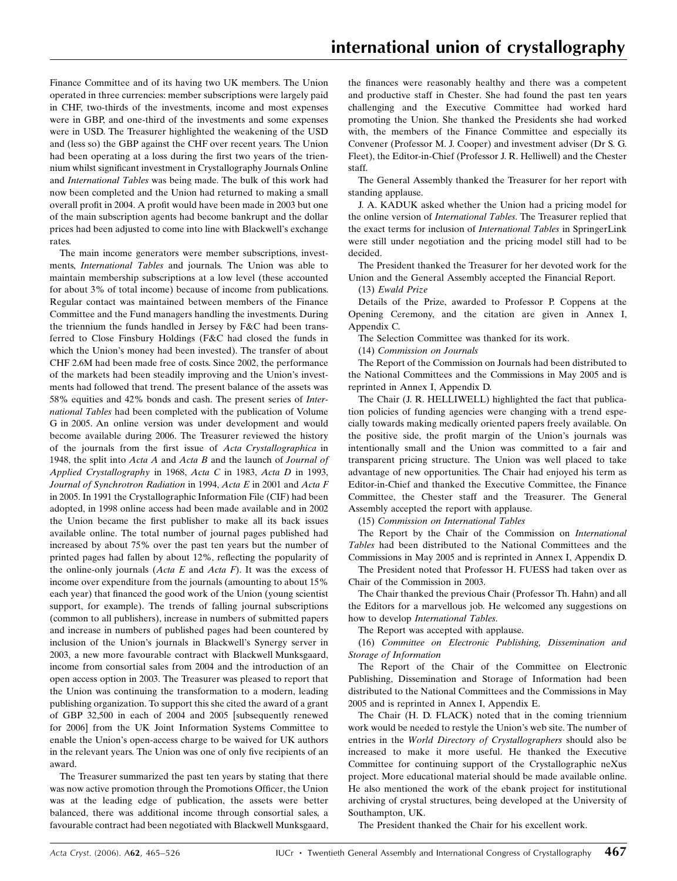Finance Committee and of its having two UK members. The Union operated in three currencies: member subscriptions were largely paid in CHF, two-thirds of the investments, income and most expenses were in GBP, and one-third of the investments and some expenses were in USD. The Treasurer highlighted the weakening of the USD and (less so) the GBP against the CHF over recent years. The Union had been operating at a loss during the first two years of the triennium whilst significant investment in Crystallography Journals Online and *International Tables* was being made. The bulk of this work had now been completed and the Union had returned to making a small overall profit in 2004. A profit would have been made in 2003 but one of the main subscription agents had become bankrupt and the dollar prices had been adjusted to come into line with Blackwell's exchange rates.

The main income generators were member subscriptions, investments, *International Tables* and journals. The Union was able to maintain membership subscriptions at a low level (these accounted for about 3% of total income) because of income from publications. Regular contact was maintained between members of the Finance Committee and the Fund managers handling the investments. During the triennium the funds handled in Jersey by F&C had been transferred to Close Finsbury Holdings (F&C had closed the funds in which the Union's money had been invested). The transfer of about CHF 2.6M had been made free of costs. Since 2002, the performance of the markets had been steadily improving and the Union's investments had followed that trend. The present balance of the assets was 58% equities and 42% bonds and cash. The present series of *International Tables* had been completed with the publication of Volume G in 2005. An online version was under development and would become available during 2006. The Treasurer reviewed the history of the journals from the first issue of *Acta Crystallographica* in 1948, the split into *Acta A* and *Acta B* and the launch of *Journal of Applied Crystallography* in 1968, *Acta C* in 1983, *Acta D* in 1993, *Journal of Synchrotron Radiation* in 1994, *Acta E* in 2001 and *Acta F* in 2005. In 1991 the Crystallographic Information File (CIF) had been adopted, in 1998 online access had been made available and in 2002 the Union became the first publisher to make all its back issues available online. The total number of journal pages published had increased by about 75% over the past ten years but the number of printed pages had fallen by about 12%, reflecting the popularity of the online-only journals (*Acta E* and *Acta F*). It was the excess of income over expenditure from the journals (amounting to about 15% each year) that financed the good work of the Union (young scientist support, for example). The trends of falling journal subscriptions (common to all publishers), increase in numbers of submitted papers and increase in numbers of published pages had been countered by inclusion of the Union's journals in Blackwell's Synergy server in 2003, a new more favourable contract with Blackwell Munksgaard, income from consortial sales from 2004 and the introduction of an open access option in 2003. The Treasurer was pleased to report that the Union was continuing the transformation to a modern, leading publishing organization. To support this she cited the award of a grant of GBP 32,500 in each of 2004 and 2005 [subsequently renewed for 2006] from the UK Joint Information Systems Committee to enable the Union's open-access charge to be waived for UK authors in the relevant years. The Union was one of only five recipients of an award.

The Treasurer summarized the past ten years by stating that there was now active promotion through the Promotions Officer, the Union was at the leading edge of publication, the assets were better balanced, there was additional income through consortial sales, a favourable contract had been negotiated with Blackwell Munksgaard, the finances were reasonably healthy and there was a competent and productive staff in Chester. She had found the past ten years challenging and the Executive Committee had worked hard promoting the Union. She thanked the Presidents she had worked with, the members of the Finance Committee and especially its Convener (Professor M. J. Cooper) and investment adviser (Dr S. G. Fleet), the Editor-in-Chief (Professor J. R. Helliwell) and the Chester staff.

The General Assembly thanked the Treasurer for her report with standing applause.

J. A. KADUK asked whether the Union had a pricing model for the online version of *International Tables*. The Treasurer replied that the exact terms for inclusion of *International Tables* in SpringerLink were still under negotiation and the pricing model still had to be decided.

The President thanked the Treasurer for her devoted work for the Union and the General Assembly accepted the Financial Report.

(13) *Ewald Prize*

Details of the Prize, awarded to Professor P. Coppens at the Opening Ceremony, and the citation are given in Annex I, Appendix C.

The Selection Committee was thanked for its work.

(14) *Commission on Journals*

The Report of the Commission on Journals had been distributed to the National Committees and the Commissions in May 2005 and is reprinted in Annex I, Appendix D.

The Chair (J. R. HELLIWELL) highlighted the fact that publication policies of funding agencies were changing with a trend especially towards making medically oriented papers freely available. On the positive side, the profit margin of the Union's journals was intentionally small and the Union was committed to a fair and transparent pricing structure. The Union was well placed to take advantage of new opportunities. The Chair had enjoyed his term as Editor-in-Chief and thanked the Executive Committee, the Finance Committee, the Chester staff and the Treasurer. The General Assembly accepted the report with applause.

(15) *Commission on International Tables*

The Report by the Chair of the Commission on *International Tables* had been distributed to the National Committees and the Commissions in May 2005 and is reprinted in Annex I, Appendix D.

The President noted that Professor H. FUESS had taken over as Chair of the Commission in 2003.

The Chair thanked the previous Chair (Professor Th. Hahn) and all the Editors for a marvellous job. He welcomed any suggestions on how to develop *International Tables*.

The Report was accepted with applause.

(16) *Committee on Electronic Publishing, Dissemination and Storage of Information*

The Report of the Chair of the Committee on Electronic Publishing, Dissemination and Storage of Information had been distributed to the National Committees and the Commissions in May 2005 and is reprinted in Annex I, Appendix E.

The Chair (H. D. FLACK) noted that in the coming triennium work would be needed to restyle the Union's web site. The number of entries in the *World Directory of Crystallographers* should also be increased to make it more useful. He thanked the Executive Committee for continuing support of the Crystallographic neXus project. More educational material should be made available online. He also mentioned the work of the ebank project for institutional archiving of crystal structures, being developed at the University of Southampton, UK.

The President thanked the Chair for his excellent work.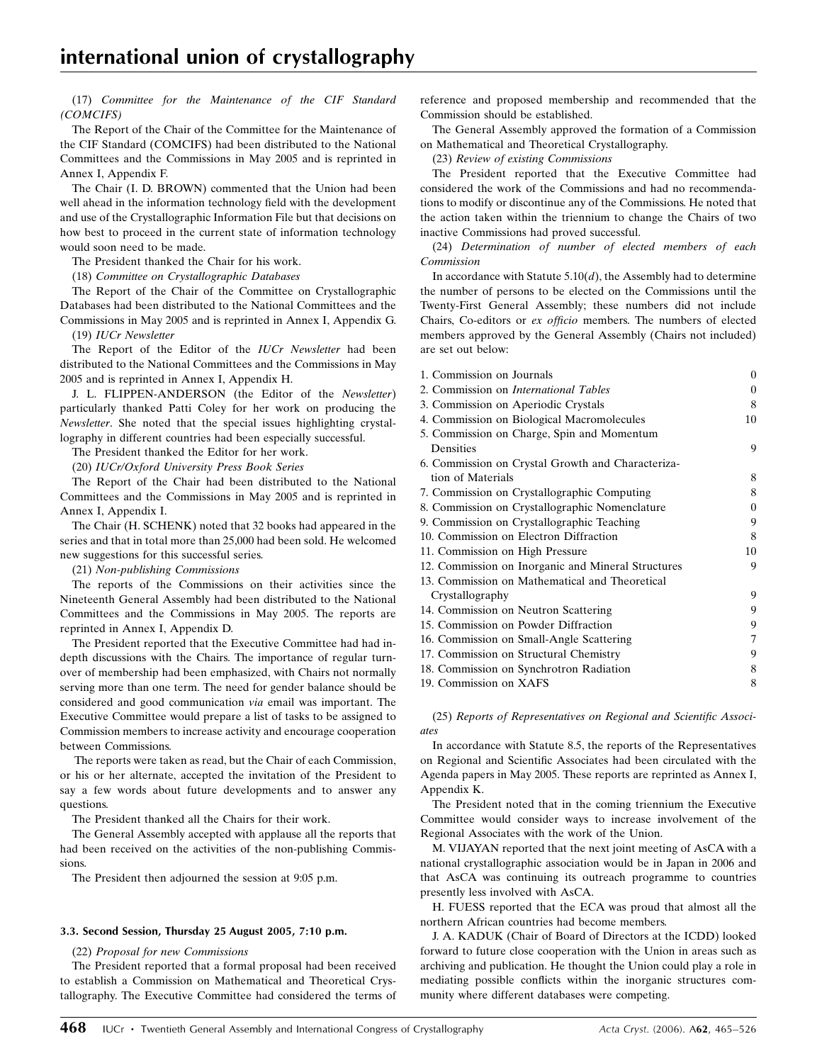(17) *Committee for the Maintenance of the CIF Standard (COMCIFS)*

The Report of the Chair of the Committee for the Maintenance of the CIF Standard (COMCIFS) had been distributed to the National Committees and the Commissions in May 2005 and is reprinted in Annex I, Appendix F.

The Chair (I. D. BROWN) commented that the Union had been well ahead in the information technology field with the development and use of the Crystallographic Information File but that decisions on how best to proceed in the current state of information technology would soon need to be made.

The President thanked the Chair for his work.

(18) *Committee on Crystallographic Databases*

The Report of the Chair of the Committee on Crystallographic Databases had been distributed to the National Committees and the Commissions in May 2005 and is reprinted in Annex I, Appendix G.

(19) *IUCr Newsletter*

The Report of the Editor of the *IUCr Newsletter* had been distributed to the National Committees and the Commissions in May 2005 and is reprinted in Annex I, Appendix H.

J. L. FLIPPEN-ANDERSON (the Editor of the *Newsletter*) particularly thanked Patti Coley for her work on producing the *Newsletter*. She noted that the special issues highlighting crystallography in different countries had been especially successful.

The President thanked the Editor for her work.

(20) *IUCr/Oxford University Press Book Series*

The Report of the Chair had been distributed to the National Committees and the Commissions in May 2005 and is reprinted in Annex I, Appendix I.

The Chair (H. SCHENK) noted that 32 books had appeared in the series and that in total more than 25,000 had been sold. He welcomed new suggestions for this successful series.

(21) *Non-publishing Commissions*

The reports of the Commissions on their activities since the Nineteenth General Assembly had been distributed to the National Committees and the Commissions in May 2005. The reports are reprinted in Annex I, Appendix D.

The President reported that the Executive Committee had had in-depth discussions with the Chairs. The importance of regular turnover of membership had been emphasized, with Chairs not normally serving more than one term. The need for gender balance should be considered and good communication *via* email was important. The Executive Committee would prepare a list of tasks to be assigned to Commission members to increase activity and encourage cooperation between Commissions.

The reports were taken as read, but the Chair of each Commission, or his or her alternate, accepted the invitation of the President to say a few words about future developments and to answer any questions.

The President thanked all the Chairs for their work.

The General Assembly accepted with applause all the reports that had been received on the activities of the non-publishing Commissions.

The President then adjourned the session at 9:05 p.m.

### 3.3. Second Session, Thursday 25 August 2005, 7:10 p.m.

(22) *Proposal for new Commissions*

The President reported that a formal proposal had been received to establish a Commission on Mathematical and Theoretical Crystallography. The Executive Committee had considered the terms of reference and proposed membership and recommended that the Commission should be established.

The General Assembly approved the formation of a Commission on Mathematical and Theoretical Crystallography.

(23) *Review of existing Commissions*

The President reported that the Executive Committee had considered the work of the Commissions and had no recommendations to modify or discontinue any of the Commissions. He noted that the action taken within the triennium to change the Chairs of two inactive Commissions had proved successful.

(24) *Determination of number of elected members of each Commission*

In accordance with Statute 5.10($d$), the Assembly had to determine the number of persons to be elected on the Commissions until the Twenty-First General Assembly; these numbers did not include Chairs, Co-editors or *ex officio* members. The numbers of elected members approved by the General Assembly (Chairs not included) are set out below:

| Commission | Number |
|---|---|
| 1. Commission on Journals | 0 |
| 2. Commission on *International Tables* | 0 |
| 3. Commission on Aperiodic Crystals | 8 |
| 4. Commission on Biological Macromolecules | 10 |
| 5. Commission on Charge, Spin and Momentum Densities | 9 |
| 6. Commission on Crystal Growth and Characterization of Materials | 8 |
| 7. Commission on Crystallographic Computing | 8 |
| 8. Commission on Crystallographic Nomenclature | 0 |
| 9. Commission on Crystallographic Teaching | 9 |
| 10. Commission on Electron Diffraction | 8 |
| 11. Commission on High Pressure | 10 |
| 12. Commission on Inorganic and Mineral Structures | 9 |
| 13. Commission on Mathematical and Theoretical Crystallography | 9 |
| 14. Commission on Neutron Scattering | 9 |
| 15. Commission on Powder Diffraction | 9 |
| 16. Commission on Small-Angle Scattering | 7 |
| 17. Commission on Structural Chemistry | 9 |
| 18. Commission on Synchrotron Radiation | 8 |
| 19. Commission on XAFS | 8 |

(25) *Reports of Representatives on Regional and Scientific Associates*

In accordance with Statute 8.5, the reports of the Representatives on Regional and Scientific Associates had been circulated with the Agenda papers in May 2005. These reports are reprinted as Annex I, Appendix K.

The President noted that in the coming triennium the Executive Committee would consider ways to increase involvement of the Regional Associates with the work of the Union.

M. VIJAYAN reported that the next joint meeting of AsCA with a national crystallographic association would be in Japan in 2006 and that AsCA was continuing its outreach programme to countries presently less involved with AsCA.

H. FUESS reported that the ECA was proud that almost all the northern African countries had become members.

J. A. KADUK (Chair of Board of Directors at the ICDD) looked forward to future close cooperation with the Union in areas such as archiving and publication. He thought the Union could play a role in mediating possible conflicts within the inorganic structures community where different databases were competing.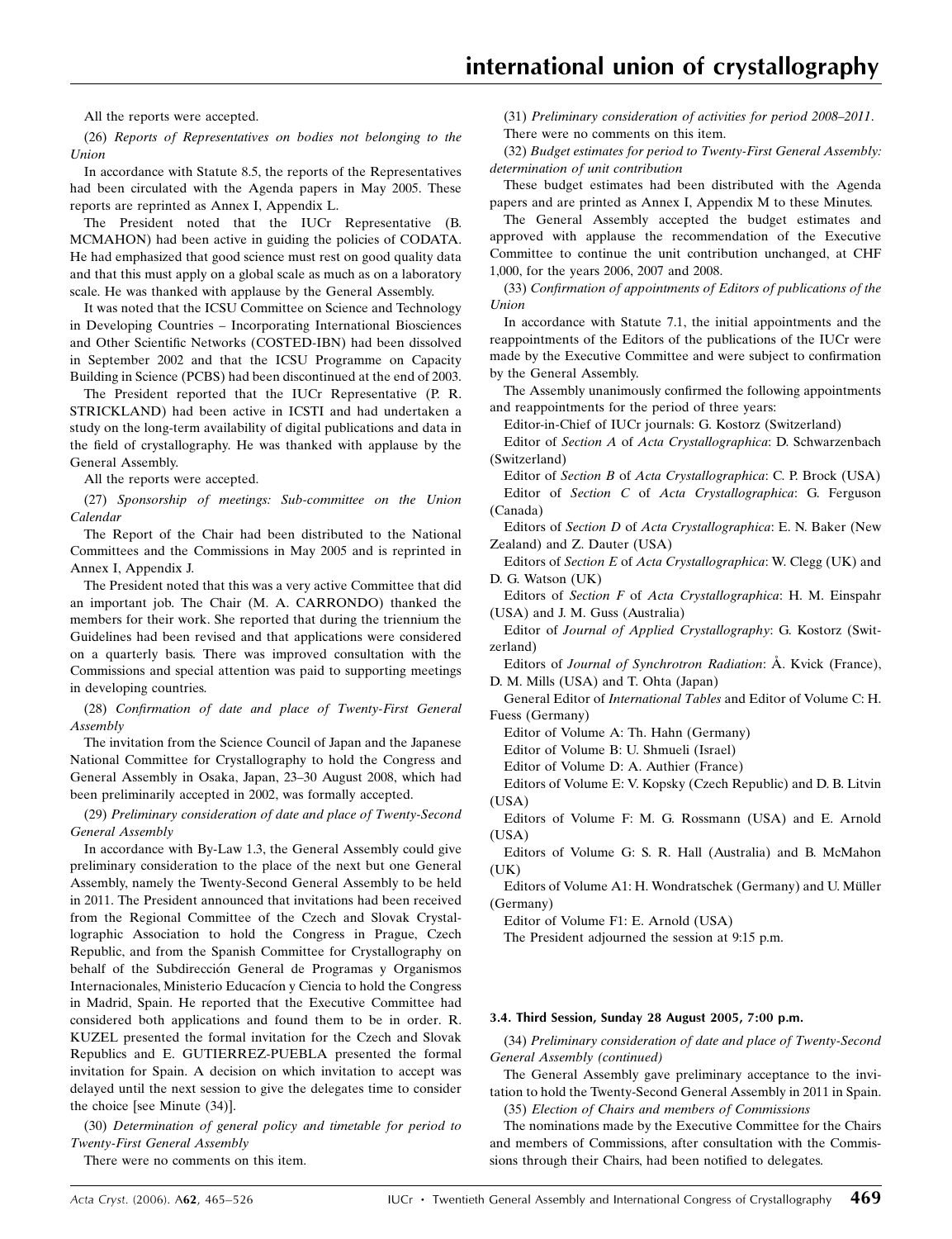All the reports were accepted.

(26) *Reports of Representatives on bodies not belonging to the Union*

In accordance with Statute 8.5, the reports of the Representatives had been circulated with the Agenda papers in May 2005. These reports are reprinted as Annex I, Appendix L.

The President noted that the IUCr Representative (B. MCMAHON) had been active in guiding the policies of CODATA. He had emphasized that good science must rest on good quality data and that this must apply on a global scale as much as on a laboratory scale. He was thanked with applause by the General Assembly.

It was noted that the ICSU Committee on Science and Technology in Developing Countries – Incorporating International Biosciences and Other Scientific Networks (COSTED-IBN) had been dissolved in September 2002 and that the ICSU Programme on Capacity Building in Science (PCBS) had been discontinued at the end of 2003.

The President reported that the IUCr Representative (P. R. STRICKLAND) had been active in ICSTI and had undertaken a study on the long-term availability of digital publications and data in the field of crystallography. He was thanked with applause by the General Assembly.

All the reports were accepted.

(27) *Sponsorship of meetings: Sub-committee on the Union Calendar*

The Report of the Chair had been distributed to the National Committees and the Commissions in May 2005 and is reprinted in Annex I, Appendix J.

The President noted that this was a very active Committee that did an important job. The Chair (M. A. CARRONDO) thanked the members for their work. She reported that during the triennium the Guidelines had been revised and that applications were considered on a quarterly basis. There was improved consultation with the Commissions and special attention was paid to supporting meetings in developing countries.

(28) *Confirmation of date and place of Twenty-First General Assembly*

The invitation from the Science Council of Japan and the Japanese National Committee for Crystallography to hold the Congress and General Assembly in Osaka, Japan, 23–30 August 2008, which had been preliminarily accepted in 2002, was formally accepted.

(29) *Preliminary consideration of date and place of Twenty-Second General Assembly*

In accordance with By-Law 1.3, the General Assembly could give preliminary consideration to the place of the next but one General Assembly, namely the Twenty-Second General Assembly to be held in 2011. The President announced that invitations had been received from the Regional Committee of the Czech and Slovak Crystallographic Association to hold the Congress in Prague, Czech Republic, and from the Spanish Committee for Crystallography on behalf of the Subdirección General de Programas y Organismos Internacionales, Ministerio Educacíon y Ciencia to hold the Congress in Madrid, Spain. He reported that the Executive Committee had considered both applications and found them to be in order. R. KUZEL presented the formal invitation for the Czech and Slovak Republics and E. GUTIERREZ-PUEBLA presented the formal invitation for Spain. A decision on which invitation to accept was delayed until the next session to give the delegates time to consider the choice [see Minute (34)].

(30) *Determination of general policy and timetable for period to Twenty-First General Assembly*

There were no comments on this item.

(31) *Preliminary consideration of activities for period 2008–2011*.

There were no comments on this item.

(32) *Budget estimates for period to Twenty-First General Assembly: determination of unit contribution*

These budget estimates had been distributed with the Agenda papers and are printed as Annex I, Appendix M to these Minutes.

The General Assembly accepted the budget estimates and approved with applause the recommendation of the Executive Committee to continue the unit contribution unchanged, at CHF 1,000, for the years 2006, 2007 and 2008.

(33) *Confirmation of appointments of Editors of publications of the Union*

In accordance with Statute 7.1, the initial appointments and the reappointments of the Editors of the publications of the IUCr were made by the Executive Committee and were subject to confirmation by the General Assembly.

The Assembly unanimously confirmed the following appointments and reappointments for the period of three years:

Editor-in-Chief of IUCr journals: G. Kostorz (Switzerland)

Editor of *Section A* of *Acta Crystallographica*: D. Schwarzenbach (Switzerland)

Editor of *Section B* of *Acta Crystallographica*: C. P. Brock (USA)

Editor of *Section C* of *Acta Crystallographica*: G. Ferguson (Canada)

Editors of *Section D* of *Acta Crystallographica*: E. N. Baker (New Zealand) and Z. Dauter (USA)

Editors of *Section E* of *Acta Crystallographica*: W. Clegg (UK) and D. G. Watson (UK)

Editors of *Section F* of *Acta Crystallographica*: H. M. Einspahr (USA) and J. M. Guss (Australia)

Editor of *Journal of Applied Crystallography*: G. Kostorz (Switzerland)

Editors of *Journal of Synchrotron Radiation*: Å. Kvick (France), D. M. Mills (USA) and T. Ohta (Japan)

General Editor of *International Tables* and Editor of Volume C: H. Fuess (Germany)

Editor of Volume A: Th. Hahn (Germany)

Editor of Volume B: U. Shmueli (Israel)

Editor of Volume D: A. Authier (France)

Editors of Volume E: V. Kopsky (Czech Republic) and D. B. Litvin (USA)

Editors of Volume F: M. G. Rossmann (USA) and E. Arnold (USA)

Editors of Volume G: S. R. Hall (Australia) and B. McMahon (UK)

Editors of Volume A1: H. Wondratschek (Germany) and U. Müller (Germany)

Editor of Volume F1: E. Arnold (USA)

The President adjourned the session at 9:15 p.m.

### 3.4. Third Session, Sunday 28 August 2005, 7:00 p.m.

(34) *Preliminary consideration of date and place of Twenty-Second General Assembly (continued)*

The General Assembly gave preliminary acceptance to the invitation to hold the Twenty-Second General Assembly in 2011 in Spain.

(35) *Election of Chairs and members of Commissions*

The nominations made by the Executive Committee for the Chairs and members of Commissions, after consultation with the Commissions through their Chairs, had been notified to delegates.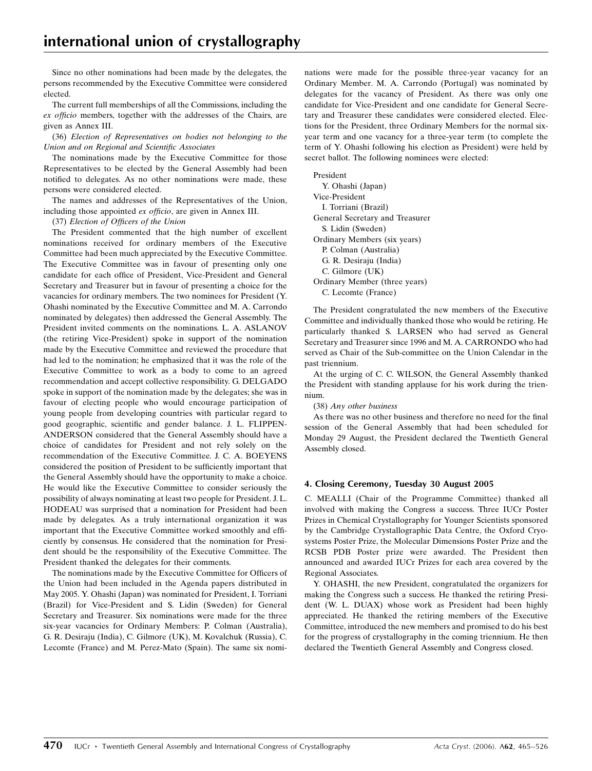Since no other nominations had been made by the delegates, the persons recommended by the Executive Committee were considered elected.

The current full memberships of all the Commissions, including the *ex officio* members, together with the addresses of the Chairs, are given as Annex III.

(36) *Election of Representatives on bodies not belonging to the Union and on Regional and Scientific Associates*

The nominations made by the Executive Committee for those Representatives to be elected by the General Assembly had been notified to delegates. As no other nominations were made, these persons were considered elected.

The names and addresses of the Representatives of the Union, including those appointed *ex officio*, are given in Annex III.

(37) *Election of Officers of the Union*

The President commented that the high number of excellent nominations received for ordinary members of the Executive Committee had been much appreciated by the Executive Committee. The Executive Committee was in favour of presenting only one candidate for each office of President, Vice-President and General Secretary and Treasurer but in favour of presenting a choice for the vacancies for ordinary members. The two nominees for President (Y. Ohashi nominated by the Executive Committee and M. A. Carrondo nominated by delegates) then addressed the General Assembly. The President invited comments on the nominations. L. A. ASLANOV (the retiring Vice-President) spoke in support of the nomination made by the Executive Committee and reviewed the procedure that had led to the nomination; he emphasized that it was the role of the Executive Committee to work as a body to come to an agreed recommendation and accept collective responsibility. G. DELGADO spoke in support of the nomination made by the delegates; she was in favour of electing people who would encourage participation of young people from developing countries with particular regard to good geographic, scientific and gender balance. J. L. FLIPPEN-ANDERSON considered that the General Assembly should have a choice of candidates for President and not rely solely on the recommendation of the Executive Committee. J. C. A. BOEYENS considered the position of President to be sufficiently important that the General Assembly should have the opportunity to make a choice. He would like the Executive Committee to consider seriously the possibility of always nominating at least two people for President. J. L. HODEAU was surprised that a nomination for President had been made by delegates. As a truly international organization it was important that the Executive Committee worked smoothly and efficiently by consensus. He considered that the nomination for President should be the responsibility of the Executive Committee. The President thanked the delegates for their comments.

The nominations made by the Executive Committee for Officers of the Union had been included in the Agenda papers distributed in May 2005. Y. Ohashi (Japan) was nominated for President, I. Torriani (Brazil) for Vice-President and S. Lidin (Sweden) for General Secretary and Treasurer. Six nominations were made for the three six-year vacancies for Ordinary Members: P. Colman (Australia), G. R. Desiraju (India), C. Gilmore (UK), M. Kovalchuk (Russia), C. Lecomte (France) and M. Perez-Mato (Spain). The same six nominations were made for the possible three-year vacancy for an Ordinary Member. M. A. Carrondo (Portugal) was nominated by delegates for the vacancy of President. As there was only one candidate for Vice-President and one candidate for General Secretary and Treasurer these candidates were considered elected. Elections for the President, three Ordinary Members for the normal six-year term and one vacancy for a three-year term (to complete the term of Y. Ohashi following his election as President) were held by secret ballot. The following nominees were elected:

President
 Y. Ohashi (Japan)
Vice-President
 I. Torriani (Brazil)
General Secretary and Treasurer
 S. Lidin (Sweden)
Ordinary Members (six years)
 P. Colman (Australia)
 G. R. Desiraju (India)
 C. Gilmore (UK)
Ordinary Member (three years)
 C. Lecomte (France)

The President congratulated the new members of the Executive Committee and individually thanked those who would be retiring. He particularly thanked S. LARSEN who had served as General Secretary and Treasurer since 1996 and M. A. CARRONDO who had served as Chair of the Sub-committee on the Union Calendar in the past triennium.

At the urging of C. C. WILSON, the General Assembly thanked the President with standing applause for his work during the triennium.

(38) *Any other business*

As there was no other business and therefore no need for the final session of the General Assembly that had been scheduled for Monday 29 August, the President declared the Twentieth General Assembly closed.

## 4. Closing Ceremony, Tuesday 30 August 2005

C. MEALLI (Chair of the Programme Committee) thanked all involved with making the Congress a success. Three IUCr Poster Prizes in Chemical Crystallography for Younger Scientists sponsored by the Cambridge Crystallographic Data Centre, the Oxford Cryosystems Poster Prize, the Molecular Dimensions Poster Prize and the RCSB PDB Poster prize were awarded. The President then announced and awarded IUCr Prizes for each area covered by the Regional Associates.

Y. OHASHI, the new President, congratulated the organizers for making the Congress such a success. He thanked the retiring President (W. L. DUAX) whose work as President had been highly appreciated. He thanked the retiring members of the Executive Committee, introduced the new members and promised to do his best for the progress of crystallography in the coming triennium. He then declared the Twentieth General Assembly and Congress closed.